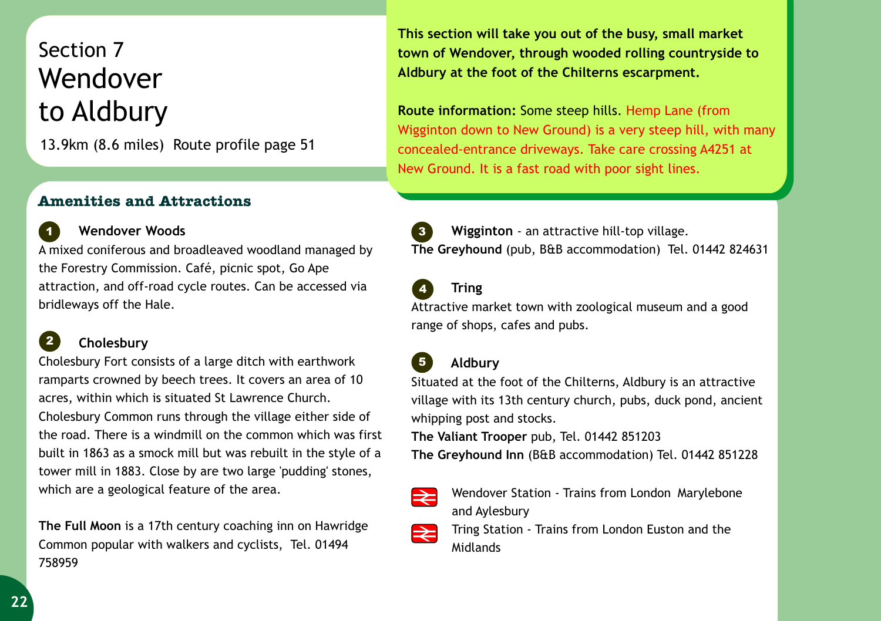# Section 7
# Wendover to Aldbury

13.9km (8.6 miles) Route profile page 51

**This section will take you out of the busy, small market town of Wendover, through wooded rolling countryside to Aldbury at the foot of the Chilterns escarpment.**

**Route information:** Some steep hills. Hemp Lane (from Wigginton down to New Ground) is a very steep hill, with many concealed-entrance driveways. Take care crossing A4251 at New Ground. It is a fast road with poor sight lines.

## Amenities and Attractions

### 1 Wendover Woods

A mixed coniferous and broadleaved woodland managed by the Forestry Commission. Café, picnic spot, Go Ape attraction, and off-road cycle routes. Can be accessed via bridleways off the Hale.

### 2 Cholesbury

Cholesbury Fort consists of a large ditch with earthwork ramparts crowned by beech trees. It covers an area of 10 acres, within which is situated St Lawrence Church. Cholesbury Common runs through the village either side of the road. There is a windmill on the common which was first built in 1863 as a smock mill but was rebuilt in the style of a tower mill in 1883. Close by are two large 'pudding' stones, which are a geological feature of the area.

**The Full Moon** is a 17th century coaching inn on Hawridge Common popular with walkers and cyclists, Tel. 01494 758959

### 3 Wigginton

**Wigginton** - an attractive hill-top village.

**The Greyhound** (pub, B&B accommodation) Tel. 01442 824631

### 4 Tring

Attractive market town with zoological museum and a good range of shops, cafes and pubs.

### 5 Aldbury

Situated at the foot of the Chilterns, Aldbury is an attractive village with its 13th century church, pubs, duck pond, ancient whipping post and stocks.

**The Valiant Trooper** pub, Tel. 01442 851203

**The Greyhound Inn** (B&B accommodation) Tel. 01442 851228

Wendover Station - Trains from London Marylebone and Aylesbury

Tring Station - Trains from London Euston and the Midlands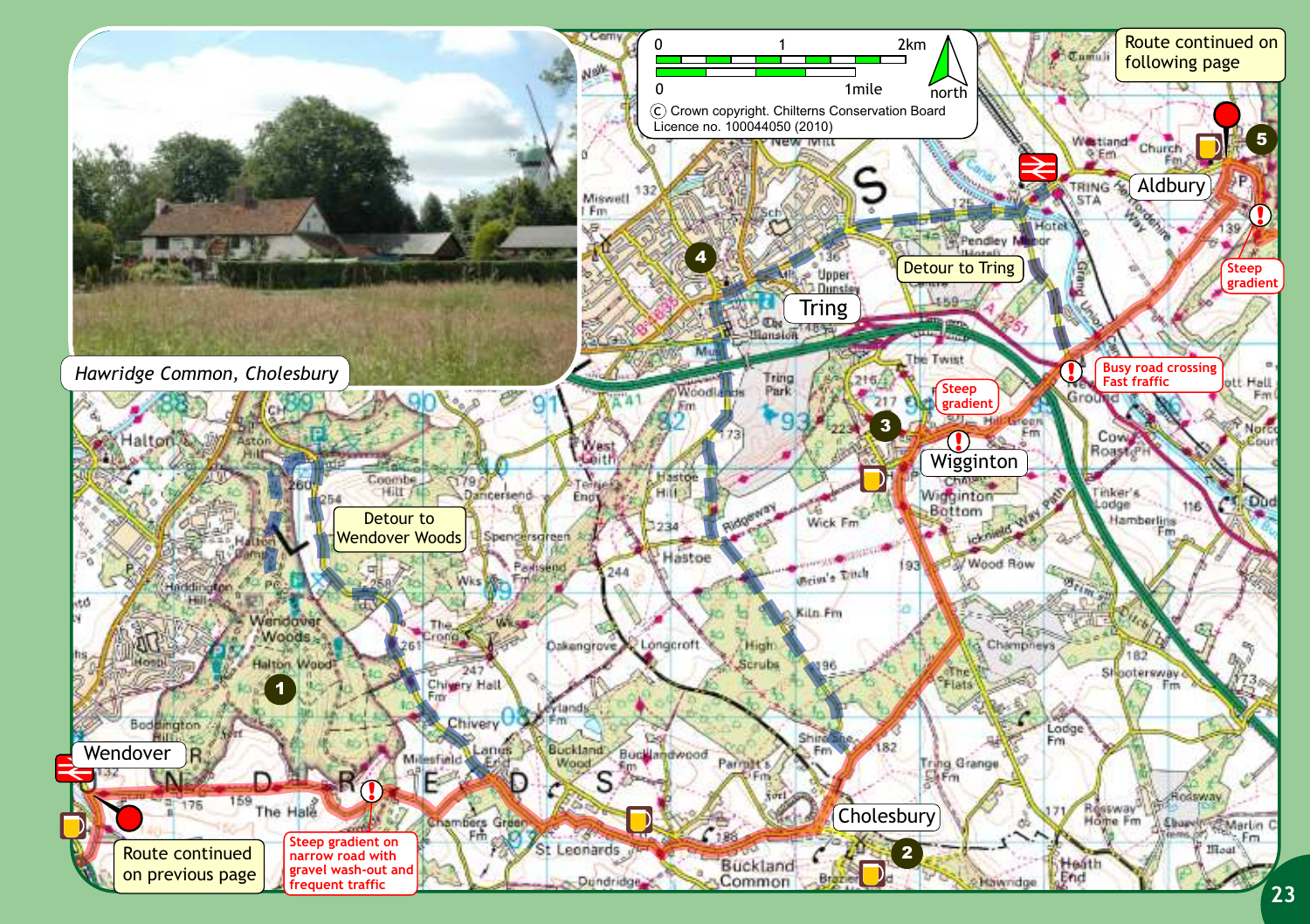Hawridge Common, Cholesbury

0 1 2km
0 1mile
north

© Crown copyright. Chilterns Conservation Board Licence no. 100044050 (2010)

Route continued on following page

Aldbury

Steep gradient

Detour to Tring

Tring

Busy road crossing Fast traffic

Steep gradient

Wigginton

Detour to Wendover Woods

Wendover

Route continued on previous page

Steep gradient on narrow road with gravel wash-out and frequent traffic

Cholesbury

1

2

3

4

5